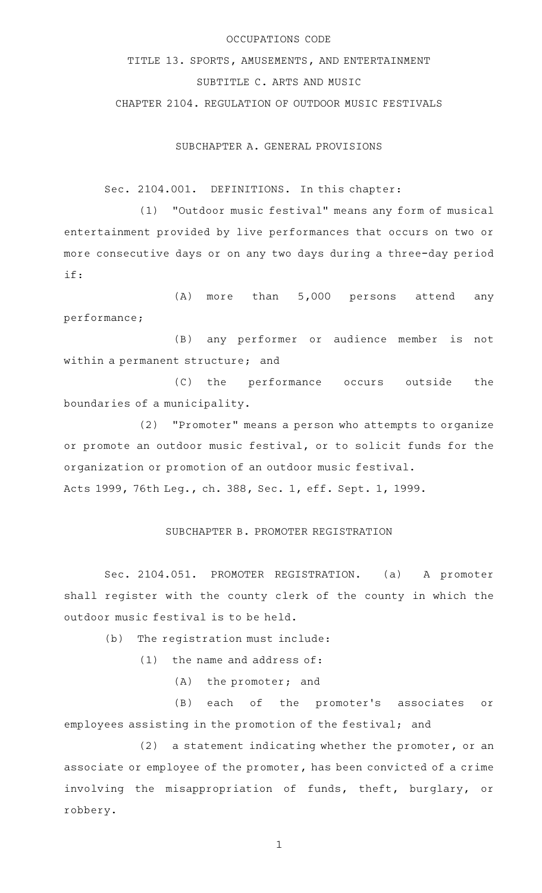# OCCUPATIONS CODE

## TITLE 13. SPORTS, AMUSEMENTS, AND ENTERTAINMENT

## SUBTITLE C. ARTS AND MUSIC

## CHAPTER 2104. REGULATION OF OUTDOOR MUSIC FESTIVALS

### SUBCHAPTER A. GENERAL PROVISIONS

Sec. 2104.001. DEFINITIONS. In this chapter:

(1) "Outdoor music festival" means any form of musical entertainment provided by live performances that occurs on two or more consecutive days or on any two days during a three-day period if:

(A) more than 5,000 persons attend any performance;

(B) any performer or audience member is not within a permanent structure; and

(C) the performance occurs outside the boundaries of a municipality.

(2) "Promoter" means a person who attempts to organize or promote an outdoor music festival, or to solicit funds for the organization or promotion of an outdoor music festival.

Acts 1999, 76th Leg., ch. 388, Sec. 1, eff. Sept. 1, 1999.

### SUBCHAPTER B. PROMOTER REGISTRATION

Sec. 2104.051. PROMOTER REGISTRATION. (a) A promoter shall register with the county clerk of the county in which the outdoor music festival is to be held.

(b) The registration must include:

(1) the name and address of:

(A) the promoter; and

(B) each of the promoter's associates or employees assisting in the promotion of the festival; and

(2) a statement indicating whether the promoter, or an associate or employee of the promoter, has been convicted of a crime involving the misappropriation of funds, theft, burglary, or robbery.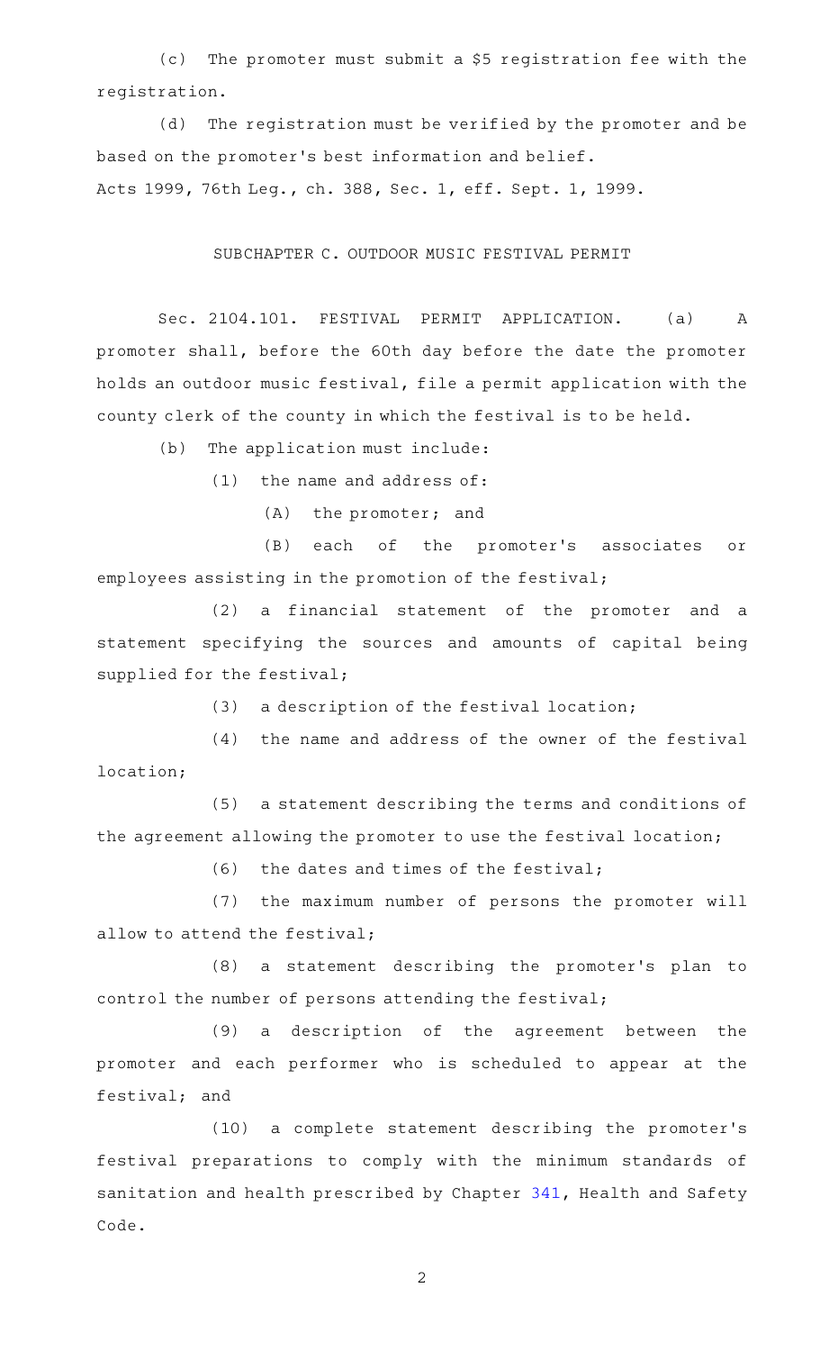(c) The promoter must submit a $5 registration fee with the registration.

(d) The registration must be verified by the promoter and be based on the promoter's best information and belief.

Acts 1999, 76th Leg., ch. 388, Sec. 1, eff. Sept. 1, 1999.

## SUBCHAPTER C. OUTDOOR MUSIC FESTIVAL PERMIT

Sec. 2104.101. FESTIVAL PERMIT APPLICATION. (a) A promoter shall, before the 60th day before the date the promoter holds an outdoor music festival, file a permit application with the county clerk of the county in which the festival is to be held.

(b) The application must include:

(1) the name and address of:

(A) the promoter; and

(B) each of the promoter's associates or employees assisting in the promotion of the festival;

(2) a financial statement of the promoter and a statement specifying the sources and amounts of capital being supplied for the festival;

(3) a description of the festival location;

(4) the name and address of the owner of the festival location;

(5) a statement describing the terms and conditions of the agreement allowing the promoter to use the festival location;

(6) the dates and times of the festival;

(7) the maximum number of persons the promoter will allow to attend the festival;

(8) a statement describing the promoter's plan to control the number of persons attending the festival;

(9) a description of the agreement between the promoter and each performer who is scheduled to appear at the festival; and

(10) a complete statement describing the promoter's festival preparations to comply with the minimum standards of sanitation and health prescribed by Chapter 341, Health and Safety Code.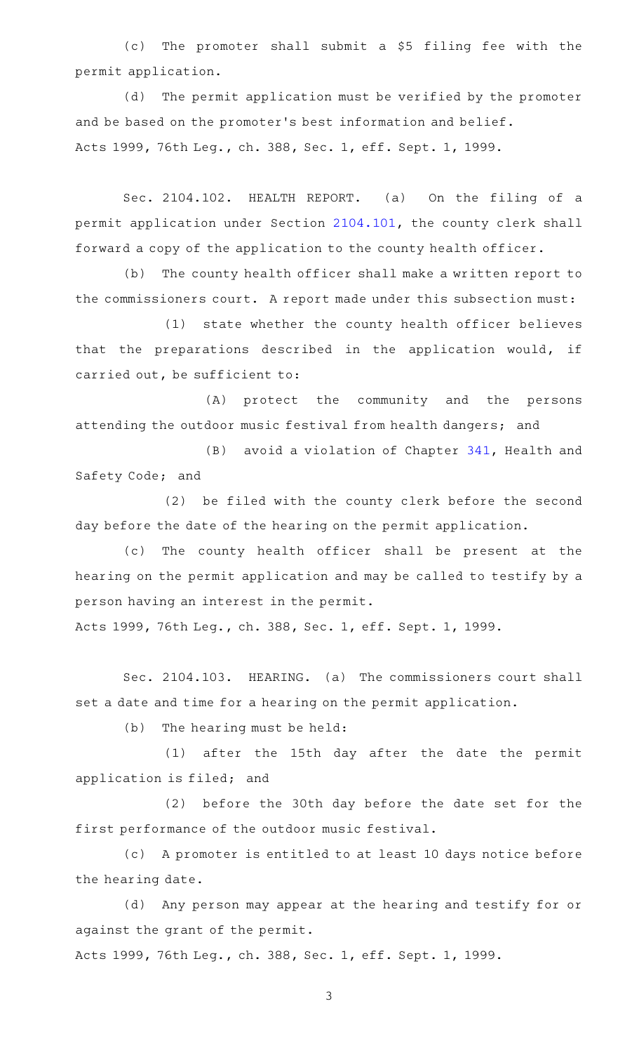(c) The promoter shall submit a $5 filing fee with the permit application.

(d) The permit application must be verified by the promoter and be based on the promoter's best information and belief.

Acts 1999, 76th Leg., ch. 388, Sec. 1, eff. Sept. 1, 1999.

Sec. 2104.102. HEALTH REPORT. (a) On the filing of a permit application under Section 2104.101, the county clerk shall forward a copy of the application to the county health officer.

(b) The county health officer shall make a written report to the commissioners court. A report made under this subsection must:

(1) state whether the county health officer believes that the preparations described in the application would, if carried out, be sufficient to:

(A) protect the community and the persons attending the outdoor music festival from health dangers; and

(B) avoid a violation of Chapter 341, Health and Safety Code; and

(2) be filed with the county clerk before the second day before the date of the hearing on the permit application.

(c) The county health officer shall be present at the hearing on the permit application and may be called to testify by a person having an interest in the permit.

Acts 1999, 76th Leg., ch. 388, Sec. 1, eff. Sept. 1, 1999.

Sec. 2104.103. HEARING. (a) The commissioners court shall set a date and time for a hearing on the permit application.

(b) The hearing must be held:

(1) after the 15th day after the date the permit application is filed; and

(2) before the 30th day before the date set for the first performance of the outdoor music festival.

(c) A promoter is entitled to at least 10 days notice before the hearing date.

(d) Any person may appear at the hearing and testify for or against the grant of the permit.

Acts 1999, 76th Leg., ch. 388, Sec. 1, eff. Sept. 1, 1999.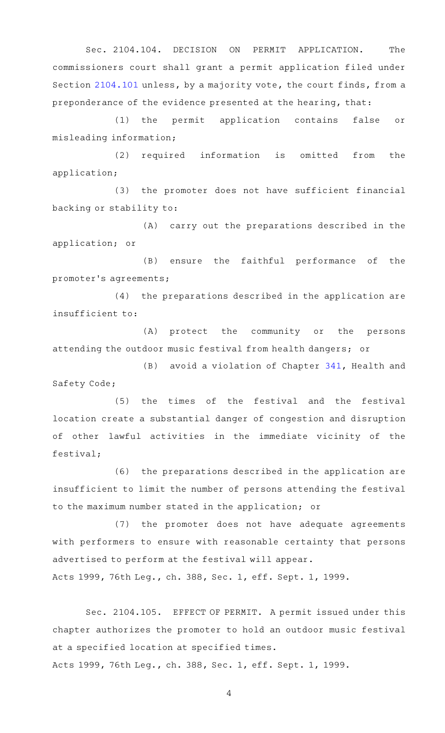Sec. 2104.104. DECISION ON PERMIT APPLICATION. The commissioners court shall grant a permit application filed under Section 2104.101 unless, by a majority vote, the court finds, from a preponderance of the evidence presented at the hearing, that:

(1) the permit application contains false or misleading information;

(2) required information is omitted from the application;

(3) the promoter does not have sufficient financial backing or stability to:

(A) carry out the preparations described in the application; or

(B) ensure the faithful performance of the promoter's agreements;

(4) the preparations described in the application are insufficient to:

(A) protect the community or the persons attending the outdoor music festival from health dangers; or

(B) avoid a violation of Chapter 341, Health and Safety Code;

(5) the times of the festival and the festival location create a substantial danger of congestion and disruption of other lawful activities in the immediate vicinity of the festival;

(6) the preparations described in the application are insufficient to limit the number of persons attending the festival to the maximum number stated in the application; or

(7) the promoter does not have adequate agreements with performers to ensure with reasonable certainty that persons advertised to perform at the festival will appear.

Acts 1999, 76th Leg., ch. 388, Sec. 1, eff. Sept. 1, 1999.

Sec. 2104.105. EFFECT OF PERMIT. A permit issued under this chapter authorizes the promoter to hold an outdoor music festival at a specified location at specified times.

Acts 1999, 76th Leg., ch. 388, Sec. 1, eff. Sept. 1, 1999.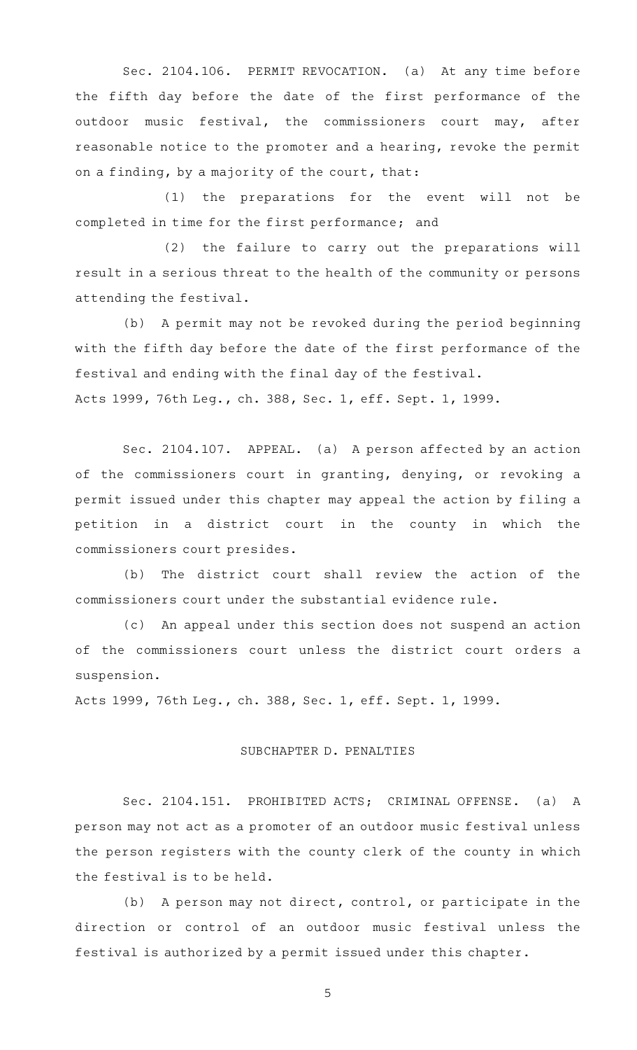Sec. 2104.106. PERMIT REVOCATION. (a) At any time before the fifth day before the date of the first performance of the outdoor music festival, the commissioners court may, after reasonable notice to the promoter and a hearing, revoke the permit on a finding, by a majority of the court, that:

(1) the preparations for the event will not be completed in time for the first performance; and

(2) the failure to carry out the preparations will result in a serious threat to the health of the community or persons attending the festival.

(b) A permit may not be revoked during the period beginning with the fifth day before the date of the first performance of the festival and ending with the final day of the festival.

Acts 1999, 76th Leg., ch. 388, Sec. 1, eff. Sept. 1, 1999.

Sec. 2104.107. APPEAL. (a) A person affected by an action of the commissioners court in granting, denying, or revoking a permit issued under this chapter may appeal the action by filing a petition in a district court in the county in which the commissioners court presides.

(b) The district court shall review the action of the commissioners court under the substantial evidence rule.

(c) An appeal under this section does not suspend an action of the commissioners court unless the district court orders a suspension.

Acts 1999, 76th Leg., ch. 388, Sec. 1, eff. Sept. 1, 1999.

## SUBCHAPTER D. PENALTIES

Sec. 2104.151. PROHIBITED ACTS; CRIMINAL OFFENSE. (a) A person may not act as a promoter of an outdoor music festival unless the person registers with the county clerk of the county in which the festival is to be held.

(b) A person may not direct, control, or participate in the direction or control of an outdoor music festival unless the festival is authorized by a permit issued under this chapter.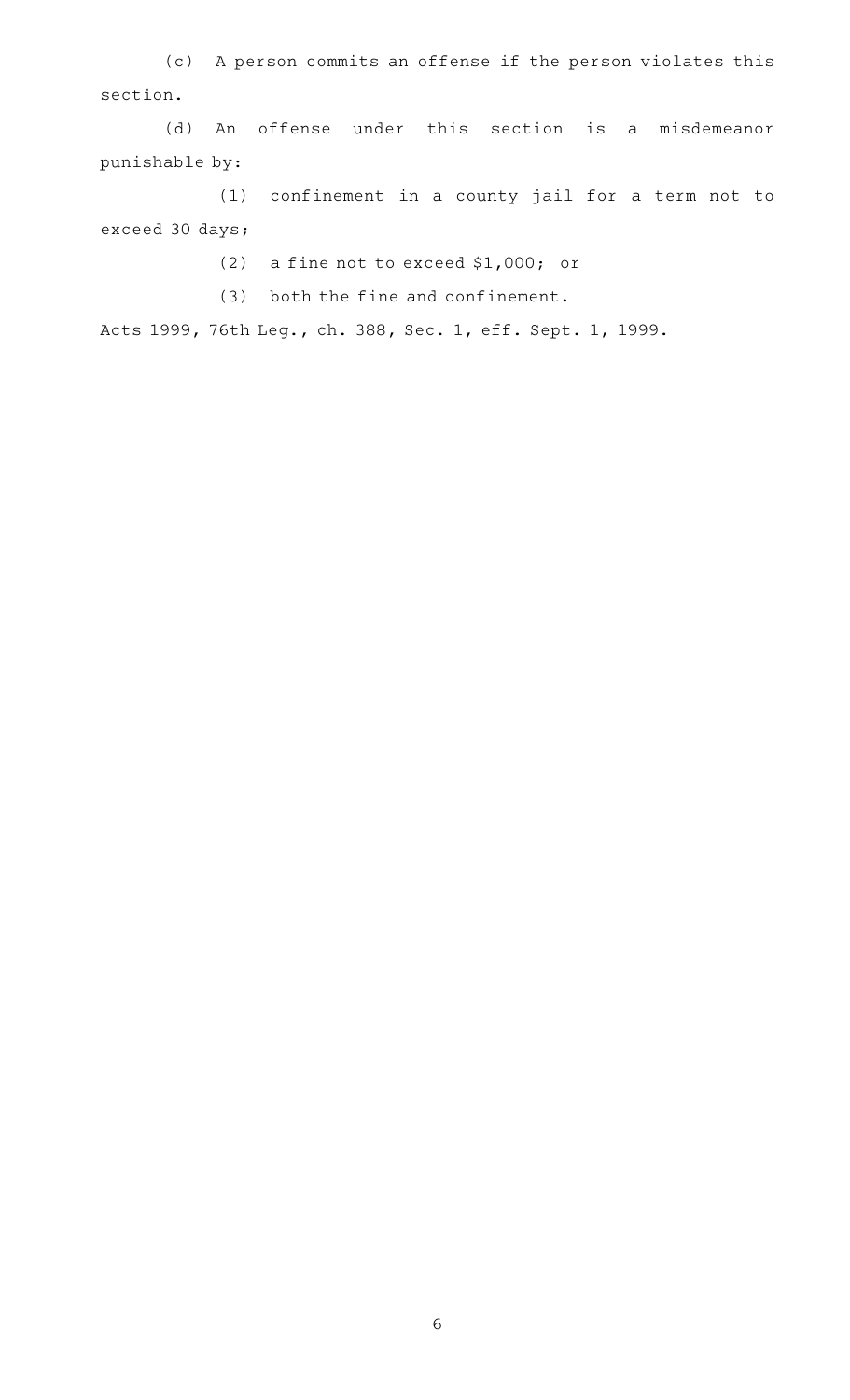(c) A person commits an offense if the person violates this section.

(d) An offense under this section is a misdemeanor punishable by:

(1) confinement in a county jail for a term not to exceed 30 days;

(2) a fine not to exceed $1,000; or

(3) both the fine and confinement.

Acts 1999, 76th Leg., ch. 388, Sec. 1, eff. Sept. 1, 1999.